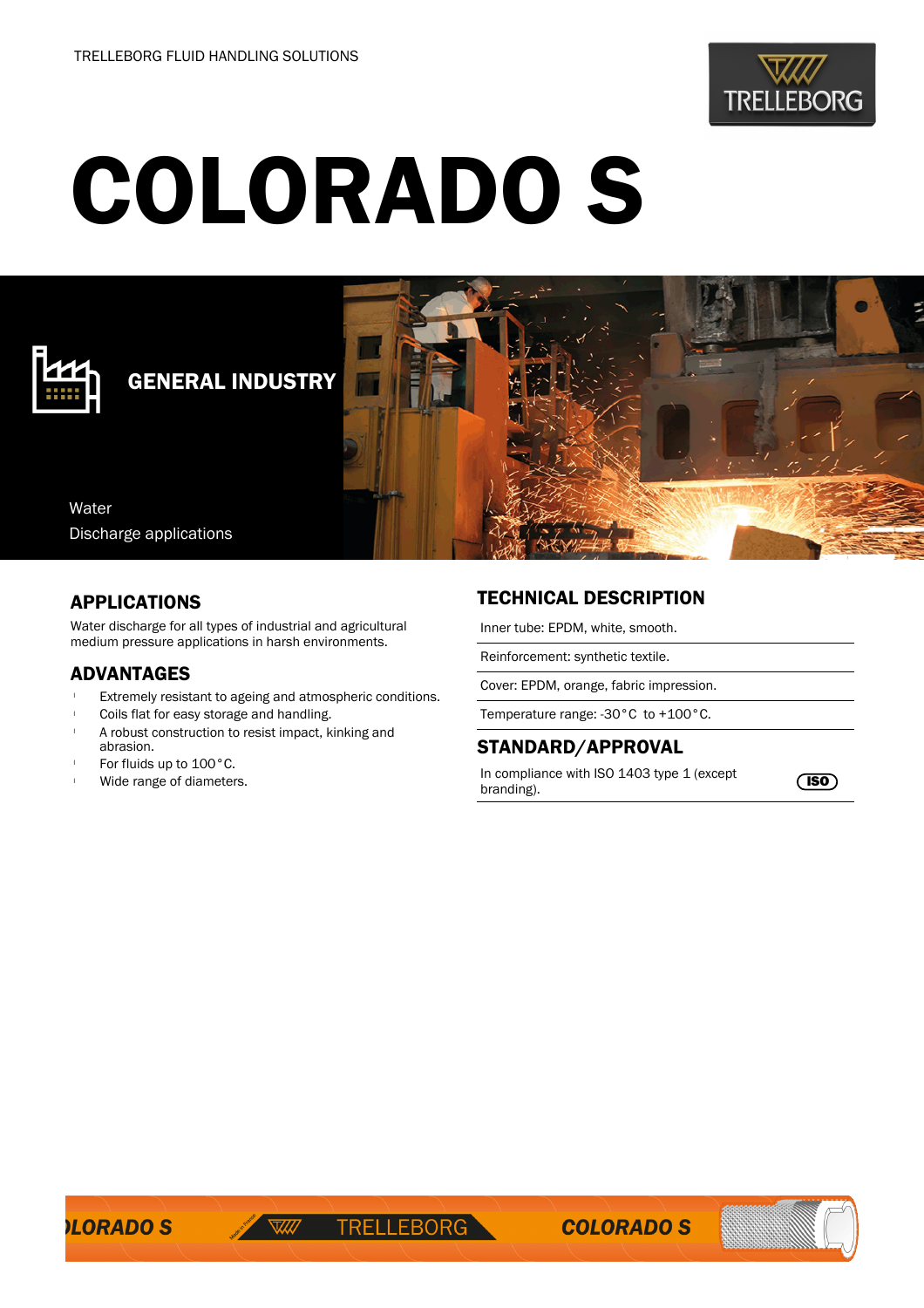TRELLEBORG FLUID HANDLING SOLUTIONS

# COLORADO S

## GENERAL INDUSTRY

Water
Discharge applications

## APPLICATIONS

Water discharge for all types of industrial and agricultural medium pressure applications in harsh environments.

## ADVANTAGES

- Extremely resistant to ageing and atmospheric conditions.
- Coils flat for easy storage and handling.
- A robust construction to resist impact, kinking and abrasion.
- For fluids up to 100°C.
- Wide range of diameters.

## TECHNICAL DESCRIPTION

Inner tube: EPDM, white, smooth.

Reinforcement: synthetic textile.

Cover: EPDM, orange, fabric impression.

Temperature range: -30°C to +100°C.

## STANDARD/APPROVAL

In compliance with ISO 1403 type 1 (except branding).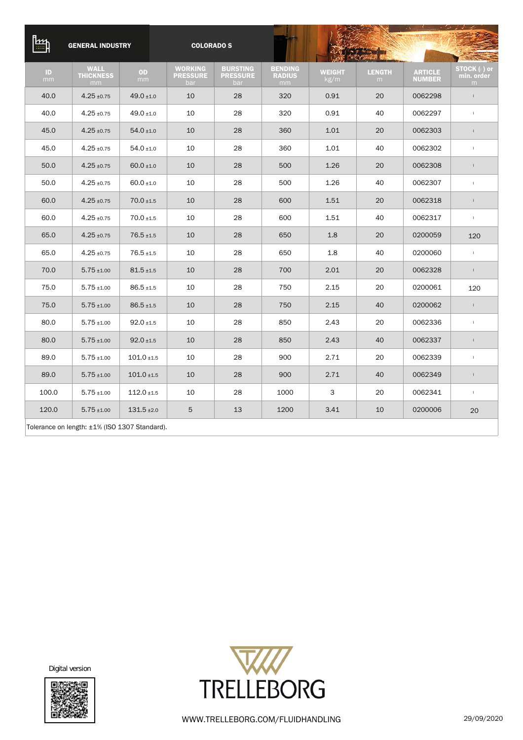| GENERAL INDUSTRY | | COLORADO S | | | | | | | |
|---|---|---|---|---|---|---|---|---|---|
| ID mm | WALL THICKNESS mm | OD mm | WORKING PRESSURE bar | BURSTING PRESSURE bar | BENDING RADIUS mm | WEIGHT kg/m | LENGTH m | ARTICLE NUMBER | STOCK ( ) or min. order m |
| 40.0 | 4.25 ±0.75 | 49.0 ±1.0 | 10 | 28 | 320 | 0.91 | 20 | 0062298 | ı |
| 40.0 | 4.25 ±0.75 | 49.0 ±1.0 | 10 | 28 | 320 | 0.91 | 40 | 0062297 | ı |
| 45.0 | 4.25 ±0.75 | 54.0 ±1.0 | 10 | 28 | 360 | 1.01 | 20 | 0062303 | ı |
| 45.0 | 4.25 ±0.75 | 54.0 ±1.0 | 10 | 28 | 360 | 1.01 | 40 | 0062302 | ı |
| 50.0 | 4.25 ±0.75 | 60.0 ±1.0 | 10 | 28 | 500 | 1.26 | 20 | 0062308 | ı |
| 50.0 | 4.25 ±0.75 | 60.0 ±1.0 | 10 | 28 | 500 | 1.26 | 40 | 0062307 | ı |
| 60.0 | 4.25 ±0.75 | 70.0 ±1.5 | 10 | 28 | 600 | 1.51 | 20 | 0062318 | ı |
| 60.0 | 4.25 ±0.75 | 70.0 ±1.5 | 10 | 28 | 600 | 1.51 | 40 | 0062317 | ı |
| 65.0 | 4.25 ±0.75 | 76.5 ±1.5 | 10 | 28 | 650 | 1.8 | 20 | 0200059 | 120 |
| 65.0 | 4.25 ±0.75 | 76.5 ±1.5 | 10 | 28 | 650 | 1.8 | 40 | 0200060 | ı |
| 70.0 | 5.75 ±1.00 | 81.5 ±1.5 | 10 | 28 | 700 | 2.01 | 20 | 0062328 | ı |
| 75.0 | 5.75 ±1.00 | 86.5 ±1.5 | 10 | 28 | 750 | 2.15 | 20 | 0200061 | 120 |
| 75.0 | 5.75 ±1.00 | 86.5 ±1.5 | 10 | 28 | 750 | 2.15 | 40 | 0200062 | ı |
| 80.0 | 5.75 ±1.00 | 92.0 ±1.5 | 10 | 28 | 850 | 2.43 | 20 | 0062336 | ı |
| 80.0 | 5.75 ±1.00 | 92.0 ±1.5 | 10 | 28 | 850 | 2.43 | 40 | 0062337 | ı |
| 89.0 | 5.75 ±1.00 | 101.0 ±1.5 | 10 | 28 | 900 | 2.71 | 20 | 0062339 | ı |
| 89.0 | 5.75 ±1.00 | 101.0 ±1.5 | 10 | 28 | 900 | 2.71 | 40 | 0062349 | ı |
| 100.0 | 5.75 ±1.00 | 112.0 ±1.5 | 10 | 28 | 1000 | 3 | 20 | 0062341 | ı |
| 120.0 | 5.75 ±1.00 | 131.5 ±2.0 | 5 | 13 | 1200 | 3.41 | 10 | 0200006 | 20 |

Tolerance on length: ±1% (ISO 1307 Standard).

Digital version

TRELLEBORG

WWW.TRELLEBORG.COM/FLUIDHANDLING

29/09/2020